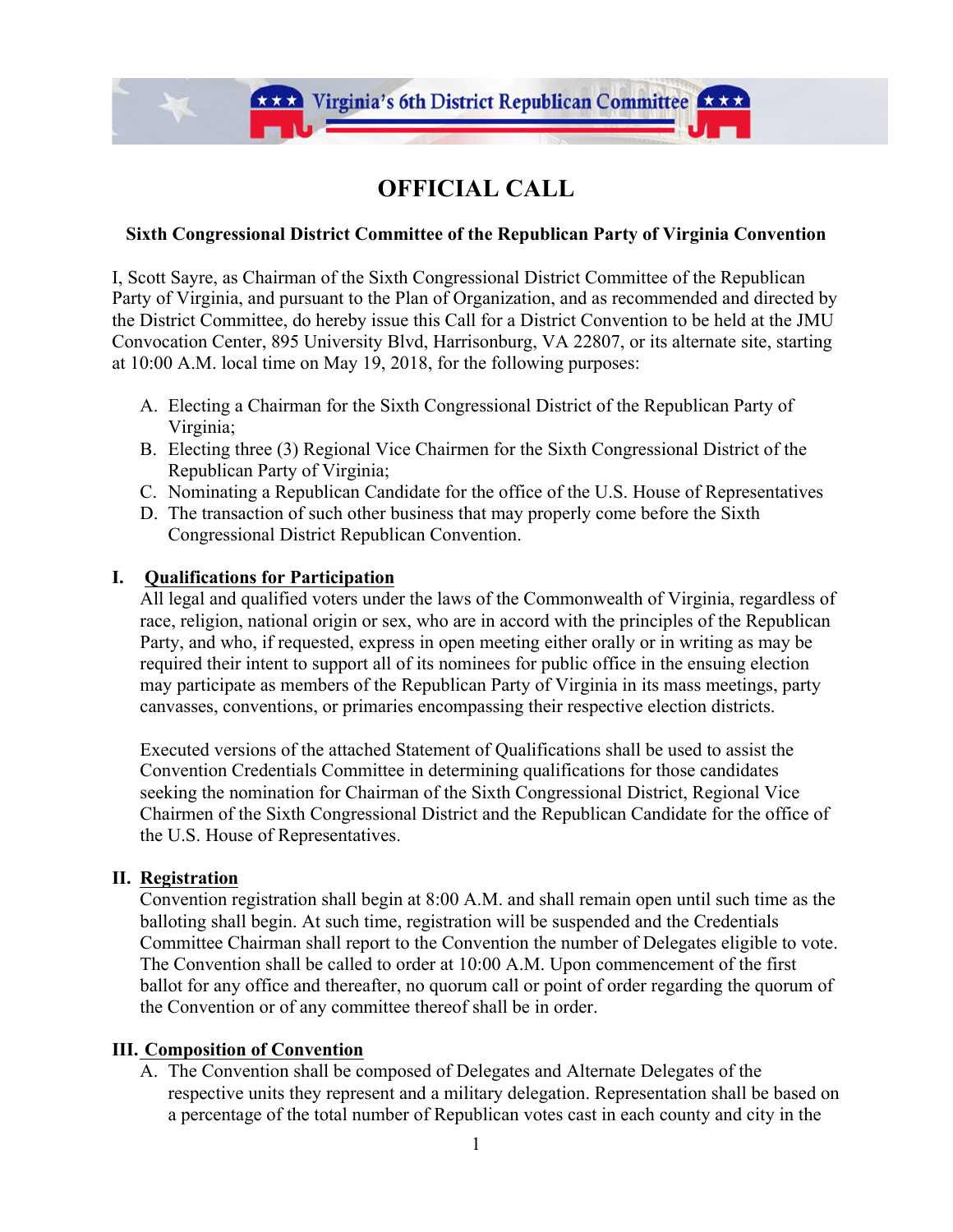Virginia's 6th District Republican Committee

# OFFICIAL CALL

**Sixth Congressional District Committee of the Republican Party of Virginia Convention**

I, Scott Sayre, as Chairman of the Sixth Congressional District Committee of the Republican Party of Virginia, and pursuant to the Plan of Organization, and as recommended and directed by the District Committee, do hereby issue this Call for a District Convention to be held at the JMU Convocation Center, 895 University Blvd, Harrisonburg, VA 22807, or its alternate site, starting at 10:00 A.M. local time on May 19, 2018, for the following purposes:

A. Electing a Chairman for the Sixth Congressional District of the Republican Party of Virginia;
B. Electing three (3) Regional Vice Chairmen for the Sixth Congressional District of the Republican Party of Virginia;
C. Nominating a Republican Candidate for the office of the U.S. House of Representatives
D. The transaction of such other business that may properly come before the Sixth Congressional District Republican Convention.

## I. Qualifications for Participation

All legal and qualified voters under the laws of the Commonwealth of Virginia, regardless of race, religion, national origin or sex, who are in accord with the principles of the Republican Party, and who, if requested, express in open meeting either orally or in writing as may be required their intent to support all of its nominees for public office in the ensuing election may participate as members of the Republican Party of Virginia in its mass meetings, party canvasses, conventions, or primaries encompassing their respective election districts.

Executed versions of the attached Statement of Qualifications shall be used to assist the Convention Credentials Committee in determining qualifications for those candidates seeking the nomination for Chairman of the Sixth Congressional District, Regional Vice Chairmen of the Sixth Congressional District and the Republican Candidate for the office of the U.S. House of Representatives.

## II. Registration

Convention registration shall begin at 8:00 A.M. and shall remain open until such time as the balloting shall begin. At such time, registration will be suspended and the Credentials Committee Chairman shall report to the Convention the number of Delegates eligible to vote. The Convention shall be called to order at 10:00 A.M. Upon commencement of the first ballot for any office and thereafter, no quorum call or point of order regarding the quorum of the Convention or of any committee thereof shall be in order.

## III. Composition of Convention

A. The Convention shall be composed of Delegates and Alternate Delegates of the respective units they represent and a military delegation. Representation shall be based on a percentage of the total number of Republican votes cast in each county and city in the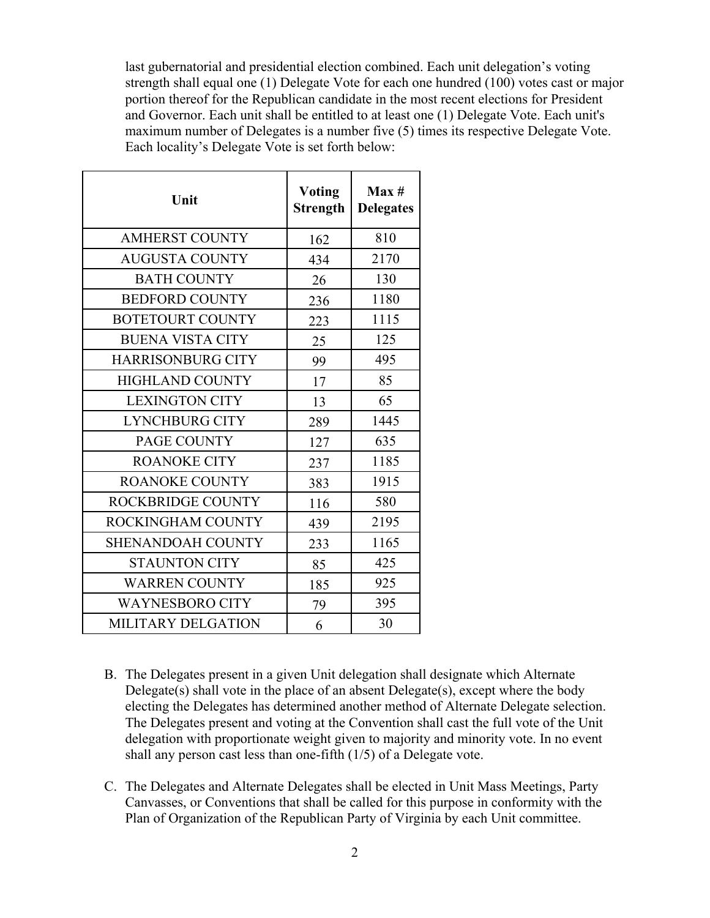last gubernatorial and presidential election combined. Each unit delegation's voting strength shall equal one (1) Delegate Vote for each one hundred (100) votes cast or major portion thereof for the Republican candidate in the most recent elections for President and Governor. Each unit shall be entitled to at least one (1) Delegate Vote. Each unit's maximum number of Delegates is a number five (5) times its respective Delegate Vote. Each locality's Delegate Vote is set forth below:

| Unit | Voting Strength | Max # Delegates |
|---|---|---|
| AMHERST COUNTY | 162 | 810 |
| AUGUSTA COUNTY | 434 | 2170 |
| BATH COUNTY | 26 | 130 |
| BEDFORD COUNTY | 236 | 1180 |
| BOTETOURT COUNTY | 223 | 1115 |
| BUENA VISTA CITY | 25 | 125 |
| HARRISONBURG CITY | 99 | 495 |
| HIGHLAND COUNTY | 17 | 85 |
| LEXINGTON CITY | 13 | 65 |
| LYNCHBURG CITY | 289 | 1445 |
| PAGE COUNTY | 127 | 635 |
| ROANOKE CITY | 237 | 1185 |
| ROANOKE COUNTY | 383 | 1915 |
| ROCKBRIDGE COUNTY | 116 | 580 |
| ROCKINGHAM COUNTY | 439 | 2195 |
| SHENANDOAH COUNTY | 233 | 1165 |
| STAUNTON CITY | 85 | 425 |
| WARREN COUNTY | 185 | 925 |
| WAYNESBORO CITY | 79 | 395 |
| MILITARY DELGATION | 6 | 30 |

B. The Delegates present in a given Unit delegation shall designate which Alternate Delegate(s) shall vote in the place of an absent Delegate(s), except where the body electing the Delegates has determined another method of Alternate Delegate selection. The Delegates present and voting at the Convention shall cast the full vote of the Unit delegation with proportionate weight given to majority and minority vote. In no event shall any person cast less than one-fifth (1/5) of a Delegate vote.

C. The Delegates and Alternate Delegates shall be elected in Unit Mass Meetings, Party Canvasses, or Conventions that shall be called for this purpose in conformity with the Plan of Organization of the Republican Party of Virginia by each Unit committee.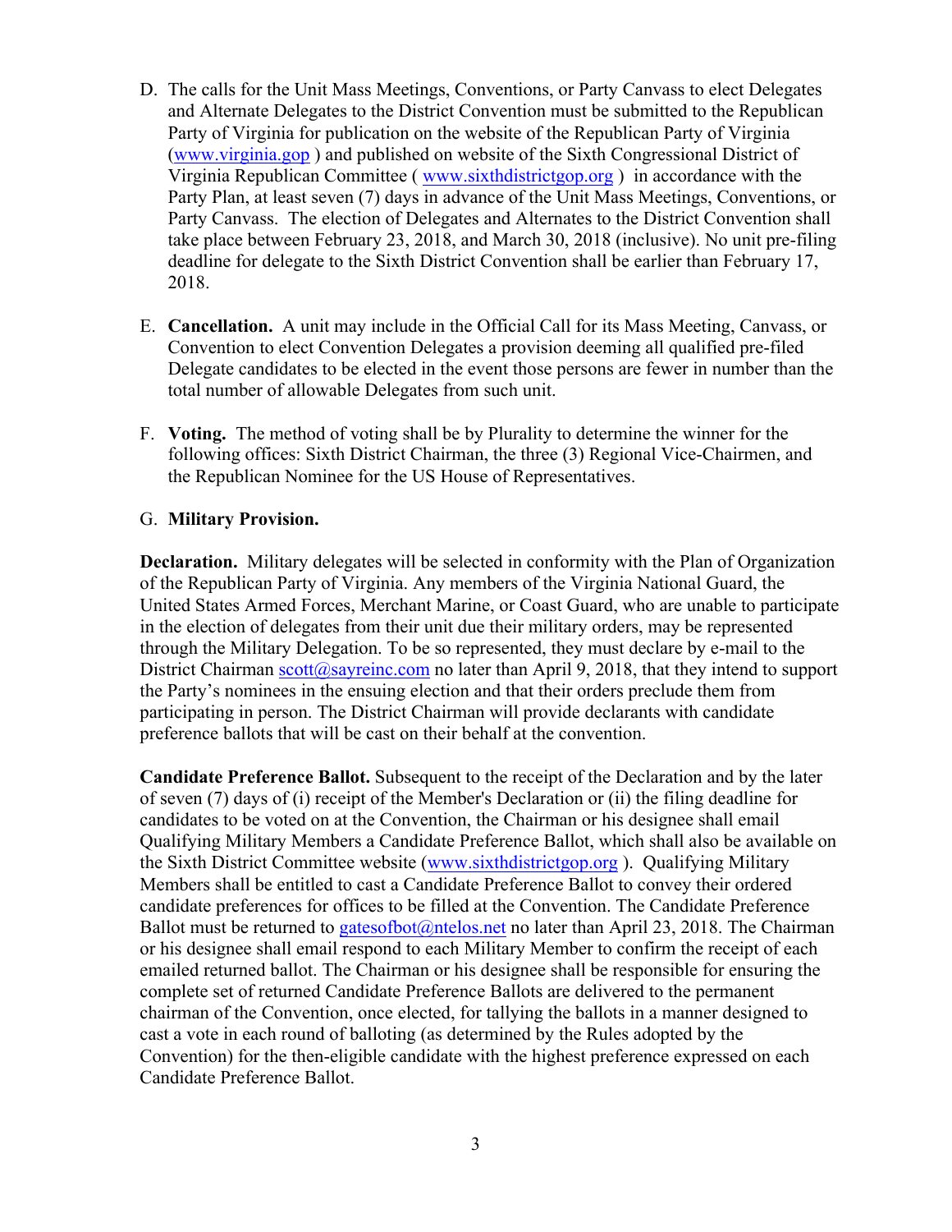D. The calls for the Unit Mass Meetings, Conventions, or Party Canvass to elect Delegates and Alternate Delegates to the District Convention must be submitted to the Republican Party of Virginia for publication on the website of the Republican Party of Virginia (www.virginia.gop ) and published on website of the Sixth Congressional District of Virginia Republican Committee ( www.sixthdistrictgop.org ) in accordance with the Party Plan, at least seven (7) days in advance of the Unit Mass Meetings, Conventions, or Party Canvass. The election of Delegates and Alternates to the District Convention shall take place between February 23, 2018, and March 30, 2018 (inclusive). No unit pre-filing deadline for delegate to the Sixth District Convention shall be earlier than February 17, 2018.

E. **Cancellation.** A unit may include in the Official Call for its Mass Meeting, Canvass, or Convention to elect Convention Delegates a provision deeming all qualified pre-filed Delegate candidates to be elected in the event those persons are fewer in number than the total number of allowable Delegates from such unit.

F. **Voting.** The method of voting shall be by Plurality to determine the winner for the following offices: Sixth District Chairman, the three (3) Regional Vice-Chairmen, and the Republican Nominee for the US House of Representatives.

G. **Military Provision.**

**Declaration.** Military delegates will be selected in conformity with the Plan of Organization of the Republican Party of Virginia. Any members of the Virginia National Guard, the United States Armed Forces, Merchant Marine, or Coast Guard, who are unable to participate in the election of delegates from their unit due their military orders, may be represented through the Military Delegation. To be so represented, they must declare by e-mail to the District Chairman scott@sayreinc.com no later than April 9, 2018, that they intend to support the Party's nominees in the ensuing election and that their orders preclude them from participating in person. The District Chairman will provide declarants with candidate preference ballots that will be cast on their behalf at the convention.

**Candidate Preference Ballot.** Subsequent to the receipt of the Declaration and by the later of seven (7) days of (i) receipt of the Member's Declaration or (ii) the filing deadline for candidates to be voted on at the Convention, the Chairman or his designee shall email Qualifying Military Members a Candidate Preference Ballot, which shall also be available on the Sixth District Committee website (www.sixthdistrictgop.org ). Qualifying Military Members shall be entitled to cast a Candidate Preference Ballot to convey their ordered candidate preferences for offices to be filled at the Convention. The Candidate Preference Ballot must be returned to gatesofbot@ntelos.net no later than April 23, 2018. The Chairman or his designee shall email respond to each Military Member to confirm the receipt of each emailed returned ballot. The Chairman or his designee shall be responsible for ensuring the complete set of returned Candidate Preference Ballots are delivered to the permanent chairman of the Convention, once elected, for tallying the ballots in a manner designed to cast a vote in each round of balloting (as determined by the Rules adopted by the Convention) for the then-eligible candidate with the highest preference expressed on each Candidate Preference Ballot.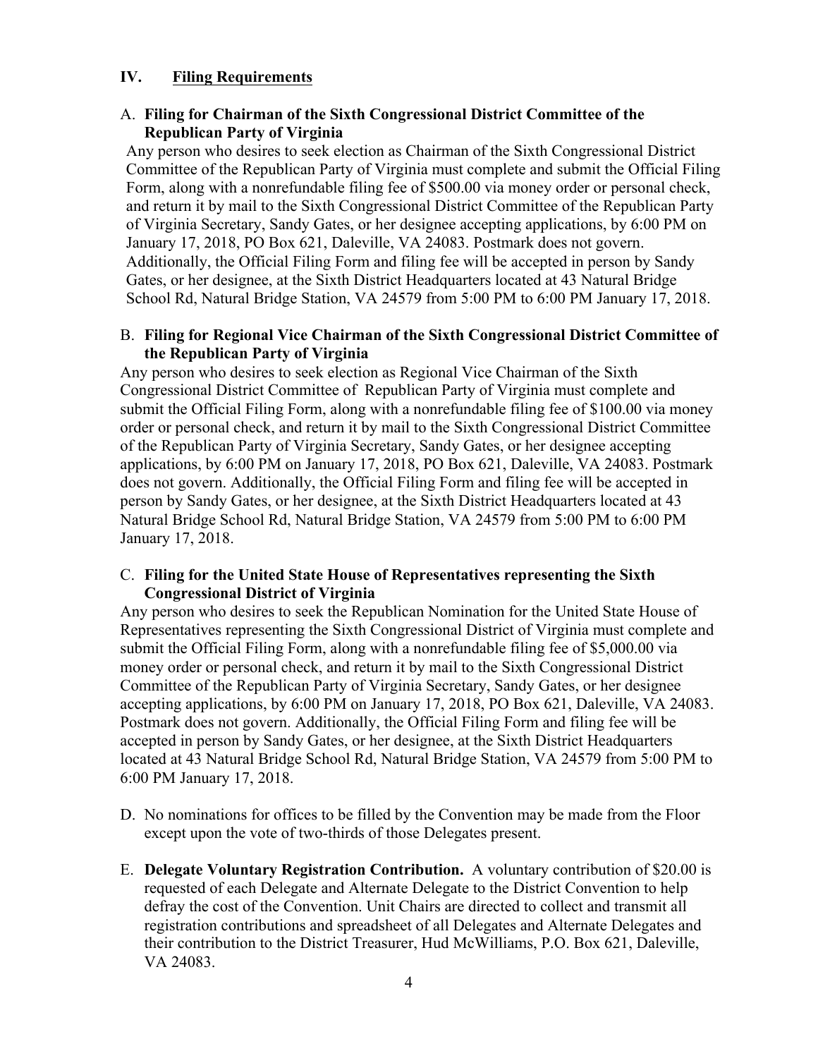## IV. Filing Requirements

A. **Filing for Chairman of the Sixth Congressional District Committee of the Republican Party of Virginia**

Any person who desires to seek election as Chairman of the Sixth Congressional District Committee of the Republican Party of Virginia must complete and submit the Official Filing Form, along with a nonrefundable filing fee of $500.00 via money order or personal check, and return it by mail to the Sixth Congressional District Committee of the Republican Party of Virginia Secretary, Sandy Gates, or her designee accepting applications, by 6:00 PM on January 17, 2018, PO Box 621, Daleville, VA 24083. Postmark does not govern. Additionally, the Official Filing Form and filing fee will be accepted in person by Sandy Gates, or her designee, at the Sixth District Headquarters located at 43 Natural Bridge School Rd, Natural Bridge Station, VA 24579 from 5:00 PM to 6:00 PM January 17, 2018.

B. **Filing for Regional Vice Chairman of the Sixth Congressional District Committee of the Republican Party of Virginia**

Any person who desires to seek election as Regional Vice Chairman of the Sixth Congressional District Committee of Republican Party of Virginia must complete and submit the Official Filing Form, along with a nonrefundable filing fee of $100.00 via money order or personal check, and return it by mail to the Sixth Congressional District Committee of the Republican Party of Virginia Secretary, Sandy Gates, or her designee accepting applications, by 6:00 PM on January 17, 2018, PO Box 621, Daleville, VA 24083. Postmark does not govern. Additionally, the Official Filing Form and filing fee will be accepted in person by Sandy Gates, or her designee, at the Sixth District Headquarters located at 43 Natural Bridge School Rd, Natural Bridge Station, VA 24579 from 5:00 PM to 6:00 PM January 17, 2018.

C. **Filing for the United State House of Representatives representing the Sixth Congressional District of Virginia**

Any person who desires to seek the Republican Nomination for the United State House of Representatives representing the Sixth Congressional District of Virginia must complete and submit the Official Filing Form, along with a nonrefundable filing fee of $5,000.00 via money order or personal check, and return it by mail to the Sixth Congressional District Committee of the Republican Party of Virginia Secretary, Sandy Gates, or her designee accepting applications, by 6:00 PM on January 17, 2018, PO Box 621, Daleville, VA 24083. Postmark does not govern. Additionally, the Official Filing Form and filing fee will be accepted in person by Sandy Gates, or her designee, at the Sixth District Headquarters located at 43 Natural Bridge School Rd, Natural Bridge Station, VA 24579 from 5:00 PM to 6:00 PM January 17, 2018.

D. No nominations for offices to be filled by the Convention may be made from the Floor except upon the vote of two-thirds of those Delegates present.

E. **Delegate Voluntary Registration Contribution.** A voluntary contribution of $20.00 is requested of each Delegate and Alternate Delegate to the District Convention to help defray the cost of the Convention. Unit Chairs are directed to collect and transmit all registration contributions and spreadsheet of all Delegates and Alternate Delegates and their contribution to the District Treasurer, Hud McWilliams, P.O. Box 621, Daleville, VA 24083.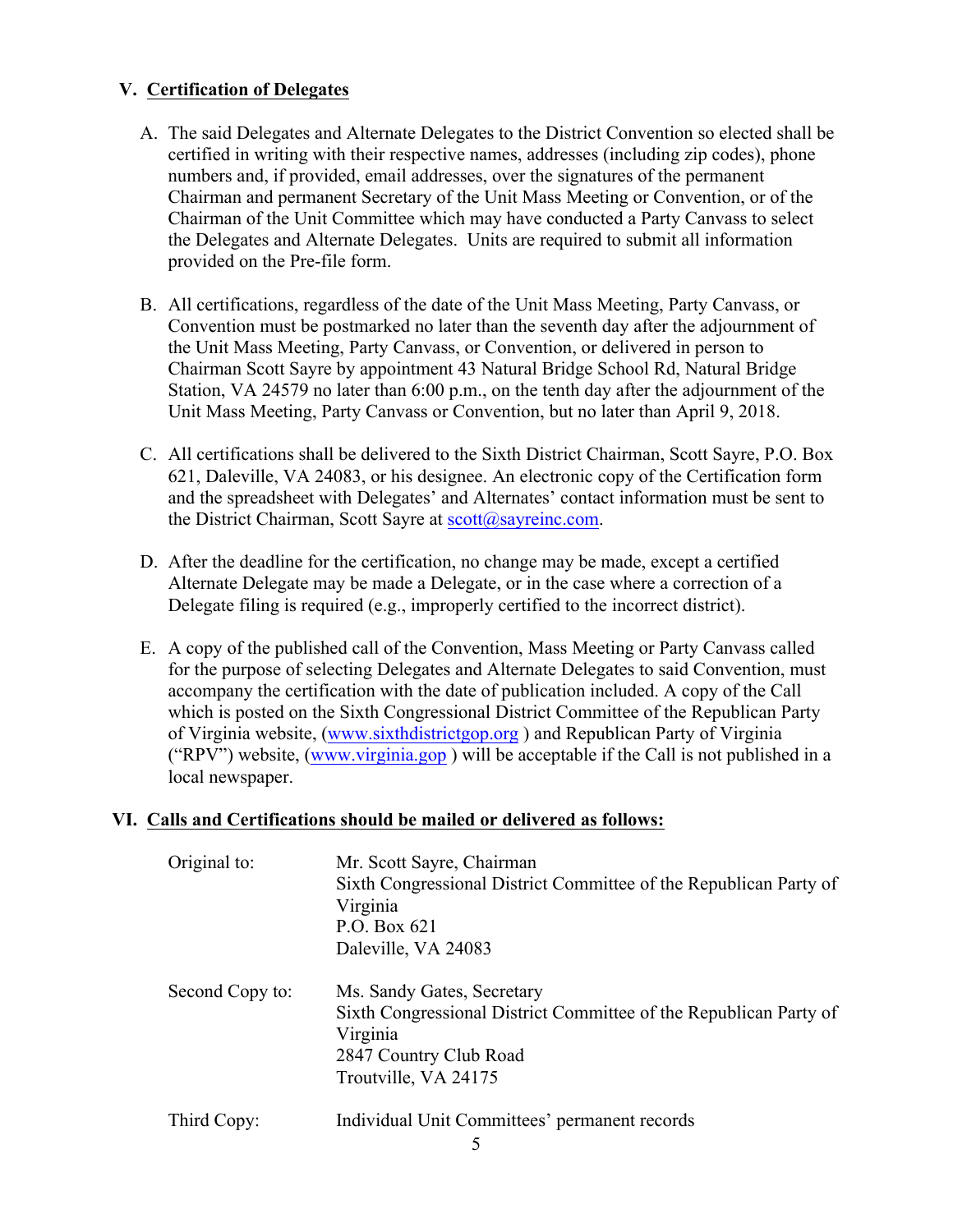## V. Certification of Delegates

A. The said Delegates and Alternate Delegates to the District Convention so elected shall be certified in writing with their respective names, addresses (including zip codes), phone numbers and, if provided, email addresses, over the signatures of the permanent Chairman and permanent Secretary of the Unit Mass Meeting or Convention, or of the Chairman of the Unit Committee which may have conducted a Party Canvass to select the Delegates and Alternate Delegates. Units are required to submit all information provided on the Pre-file form.

B. All certifications, regardless of the date of the Unit Mass Meeting, Party Canvass, or Convention must be postmarked no later than the seventh day after the adjournment of the Unit Mass Meeting, Party Canvass, or Convention, or delivered in person to Chairman Scott Sayre by appointment 43 Natural Bridge School Rd, Natural Bridge Station, VA 24579 no later than 6:00 p.m., on the tenth day after the adjournment of the Unit Mass Meeting, Party Canvass or Convention, but no later than April 9, 2018.

C. All certifications shall be delivered to the Sixth District Chairman, Scott Sayre, P.O. Box 621, Daleville, VA 24083, or his designee. An electronic copy of the Certification form and the spreadsheet with Delegates' and Alternates' contact information must be sent to the District Chairman, Scott Sayre at scott@sayreinc.com.

D. After the deadline for the certification, no change may be made, except a certified Alternate Delegate may be made a Delegate, or in the case where a correction of a Delegate filing is required (e.g., improperly certified to the incorrect district).

E. A copy of the published call of the Convention, Mass Meeting or Party Canvass called for the purpose of selecting Delegates and Alternate Delegates to said Convention, must accompany the certification with the date of publication included. A copy of the Call which is posted on the Sixth Congressional District Committee of the Republican Party of Virginia website, (www.sixthdistrictgop.org ) and Republican Party of Virginia ("RPV") website, (www.virginia.gop ) will be acceptable if the Call is not published in a local newspaper.

## VI. Calls and Certifications should be mailed or delivered as follows:

Original to:
Mr. Scott Sayre, Chairman
Sixth Congressional District Committee of the Republican Party of Virginia
P.O. Box 621
Daleville, VA 24083

Second Copy to:
Ms. Sandy Gates, Secretary
Sixth Congressional District Committee of the Republican Party of Virginia
2847 Country Club Road
Troutville, VA 24175

Third Copy:
Individual Unit Committees' permanent records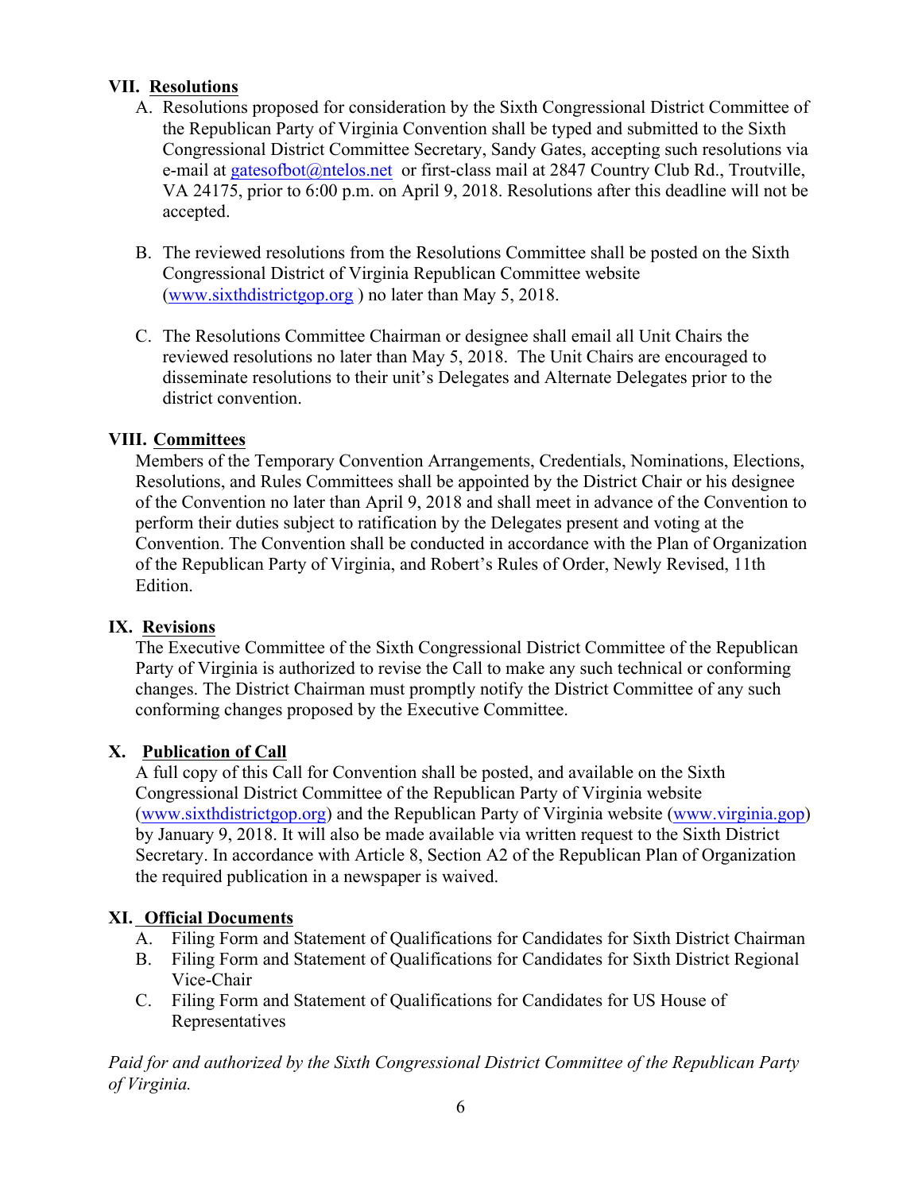## VII. Resolutions

A. Resolutions proposed for consideration by the Sixth Congressional District Committee of the Republican Party of Virginia Convention shall be typed and submitted to the Sixth Congressional District Committee Secretary, Sandy Gates, accepting such resolutions via e-mail at gatesofbot@ntelos.net or first-class mail at 2847 Country Club Rd., Troutville, VA 24175, prior to 6:00 p.m. on April 9, 2018. Resolutions after this deadline will not be accepted.

B. The reviewed resolutions from the Resolutions Committee shall be posted on the Sixth Congressional District of Virginia Republican Committee website (www.sixthdistrictgop.org ) no later than May 5, 2018.

C. The Resolutions Committee Chairman or designee shall email all Unit Chairs the reviewed resolutions no later than May 5, 2018. The Unit Chairs are encouraged to disseminate resolutions to their unit's Delegates and Alternate Delegates prior to the district convention.

## VIII. Committees

Members of the Temporary Convention Arrangements, Credentials, Nominations, Elections, Resolutions, and Rules Committees shall be appointed by the District Chair or his designee of the Convention no later than April 9, 2018 and shall meet in advance of the Convention to perform their duties subject to ratification by the Delegates present and voting at the Convention. The Convention shall be conducted in accordance with the Plan of Organization of the Republican Party of Virginia, and Robert's Rules of Order, Newly Revised, 11th Edition.

## IX. Revisions

The Executive Committee of the Sixth Congressional District Committee of the Republican Party of Virginia is authorized to revise the Call to make any such technical or conforming changes. The District Chairman must promptly notify the District Committee of any such conforming changes proposed by the Executive Committee.

## X. Publication of Call

A full copy of this Call for Convention shall be posted, and available on the Sixth Congressional District Committee of the Republican Party of Virginia website (www.sixthdistrictgop.org) and the Republican Party of Virginia website (www.virginia.gop) by January 9, 2018. It will also be made available via written request to the Sixth District Secretary. In accordance with Article 8, Section A2 of the Republican Plan of Organization the required publication in a newspaper is waived.

## XI. Official Documents

A. Filing Form and Statement of Qualifications for Candidates for Sixth District Chairman
B. Filing Form and Statement of Qualifications for Candidates for Sixth District Regional Vice-Chair
C. Filing Form and Statement of Qualifications for Candidates for US House of Representatives

*Paid for and authorized by the Sixth Congressional District Committee of the Republican Party of Virginia.*